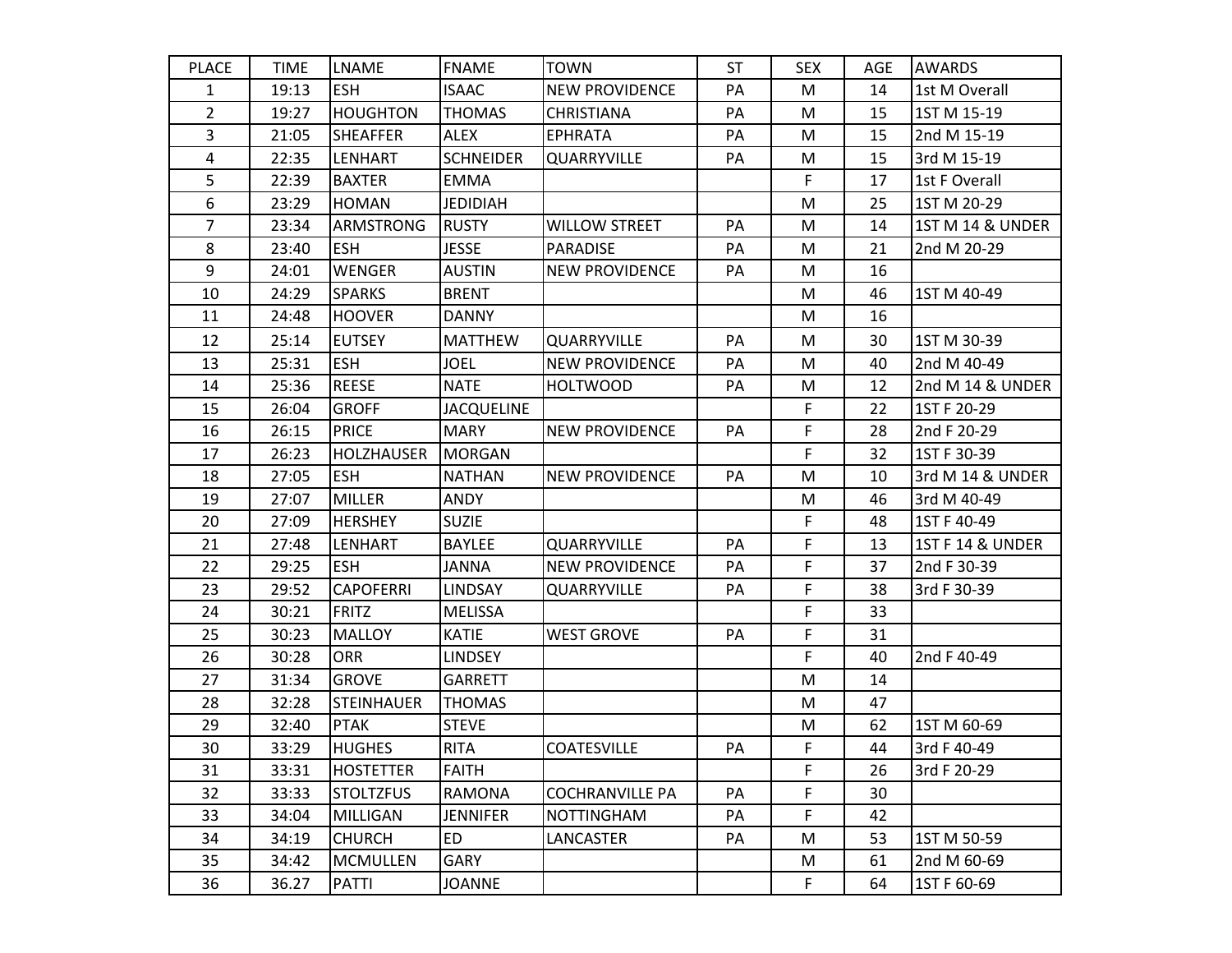| PLACE | TIME | LNAME | FNAME | TOWN | ST | SEX | AGE | AWARDS |
|---|---|---|---|---|---|---|---|---|
| 1 | 19:13 | ESH | ISAAC | NEW PROVIDENCE | PA | M | 14 | 1st M Overall |
| 2 | 19:27 | HOUGHTON | THOMAS | CHRISTIANA | PA | M | 15 | 1ST M 15-19 |
| 3 | 21:05 | SHEAFFER | ALEX | EPHRATA | PA | M | 15 | 2nd M 15-19 |
| 4 | 22:35 | LENHART | SCHNEIDER | QUARRYVILLE | PA | M | 15 | 3rd M 15-19 |
| 5 | 22:39 | BAXTER | EMMA | | | F | 17 | 1st F Overall |
| 6 | 23:29 | HOMAN | JEDIDIAH | | | M | 25 | 1ST M 20-29 |
| 7 | 23:34 | ARMSTRONG | RUSTY | WILLOW STREET | PA | M | 14 | 1ST M 14 & UNDER |
| 8 | 23:40 | ESH | JESSE | PARADISE | PA | M | 21 | 2nd M 20-29 |
| 9 | 24:01 | WENGER | AUSTIN | NEW PROVIDENCE | PA | M | 16 | |
| 10 | 24:29 | SPARKS | BRENT | | | M | 46 | 1ST M 40-49 |
| 11 | 24:48 | HOOVER | DANNY | | | M | 16 | |
| 12 | 25:14 | EUTSEY | MATTHEW | QUARRYVILLE | PA | M | 30 | 1ST M 30-39 |
| 13 | 25:31 | ESH | JOEL | NEW PROVIDENCE | PA | M | 40 | 2nd M 40-49 |
| 14 | 25:36 | REESE | NATE | HOLTWOOD | PA | M | 12 | 2nd M 14 & UNDER |
| 15 | 26:04 | GROFF | JACQUELINE | | | F | 22 | 1ST F 20-29 |
| 16 | 26:15 | PRICE | MARY | NEW PROVIDENCE | PA | F | 28 | 2nd F 20-29 |
| 17 | 26:23 | HOLZHAUSER | MORGAN | | | F | 32 | 1ST F 30-39 |
| 18 | 27:05 | ESH | NATHAN | NEW PROVIDENCE | PA | M | 10 | 3rd M 14 & UNDER |
| 19 | 27:07 | MILLER | ANDY | | | M | 46 | 3rd M 40-49 |
| 20 | 27:09 | HERSHEY | SUZIE | | | F | 48 | 1ST F 40-49 |
| 21 | 27:48 | LENHART | BAYLEE | QUARRYVILLE | PA | F | 13 | 1ST F 14 & UNDER |
| 22 | 29:25 | ESH | JANNA | NEW PROVIDENCE | PA | F | 37 | 2nd F 30-39 |
| 23 | 29:52 | CAPOFERRI | LINDSAY | QUARRYVILLE | PA | F | 38 | 3rd F 30-39 |
| 24 | 30:21 | FRITZ | MELISSA | | | F | 33 | |
| 25 | 30:23 | MALLOY | KATIE | WEST GROVE | PA | F | 31 | |
| 26 | 30:28 | ORR | LINDSEY | | | F | 40 | 2nd F 40-49 |
| 27 | 31:34 | GROVE | GARRETT | | | M | 14 | |
| 28 | 32:28 | STEINHAUER | THOMAS | | | M | 47 | |
| 29 | 32:40 | PTAK | STEVE | | | M | 62 | 1ST M 60-69 |
| 30 | 33:29 | HUGHES | RITA | COATESVILLE | PA | F | 44 | 3rd F 40-49 |
| 31 | 33:31 | HOSTETTER | FAITH | | | F | 26 | 3rd F 20-29 |
| 32 | 33:33 | STOLTZFUS | RAMONA | COCHRANVILLE PA | PA | F | 30 | |
| 33 | 34:04 | MILLIGAN | JENNIFER | NOTTINGHAM | PA | F | 42 | |
| 34 | 34:19 | CHURCH | ED | LANCASTER | PA | M | 53 | 1ST M 50-59 |
| 35 | 34:42 | MCMULLEN | GARY | | | M | 61 | 2nd M 60-69 |
| 36 | 36.27 | PATTI | JOANNE | | | F | 64 | 1ST F 60-69 |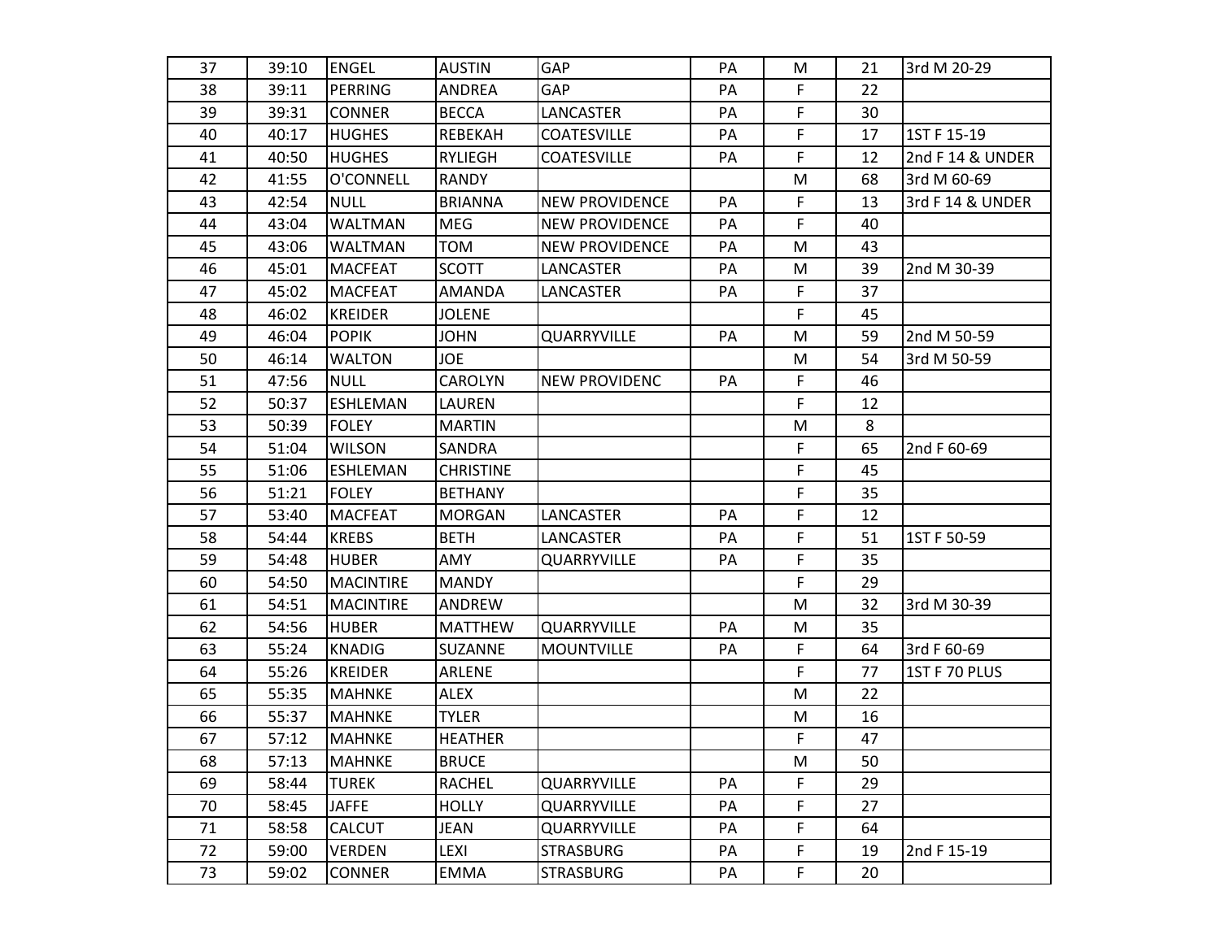| | | | | | | | | |
|---|---|---|---|---|---|---|---|---|
| 37 | 39:10 | ENGEL | AUSTIN | GAP | PA | M | 21 | 3rd M 20-29 |
| 38 | 39:11 | PERRING | ANDREA | GAP | PA | F | 22 | |
| 39 | 39:31 | CONNER | BECCA | LANCASTER | PA | F | 30 | |
| 40 | 40:17 | HUGHES | REBEKAH | COATESVILLE | PA | F | 17 | 1ST F 15-19 |
| 41 | 40:50 | HUGHES | RYLIEGH | COATESVILLE | PA | F | 12 | 2nd F 14 & UNDER |
| 42 | 41:55 | O'CONNELL | RANDY | | | M | 68 | 3rd M 60-69 |
| 43 | 42:54 | NULL | BRIANNA | NEW PROVIDENCE | PA | F | 13 | 3rd F 14 & UNDER |
| 44 | 43:04 | WALTMAN | MEG | NEW PROVIDENCE | PA | F | 40 | |
| 45 | 43:06 | WALTMAN | TOM | NEW PROVIDENCE | PA | M | 43 | |
| 46 | 45:01 | MACFEAT | SCOTT | LANCASTER | PA | M | 39 | 2nd M 30-39 |
| 47 | 45:02 | MACFEAT | AMANDA | LANCASTER | PA | F | 37 | |
| 48 | 46:02 | KREIDER | JOLENE | | | F | 45 | |
| 49 | 46:04 | POPIK | JOHN | QUARRYVILLE | PA | M | 59 | 2nd M 50-59 |
| 50 | 46:14 | WALTON | JOE | | | M | 54 | 3rd M 50-59 |
| 51 | 47:56 | NULL | CAROLYN | NEW PROVIDENC | PA | F | 46 | |
| 52 | 50:37 | ESHLEMAN | LAUREN | | | F | 12 | |
| 53 | 50:39 | FOLEY | MARTIN | | | M | 8 | |
| 54 | 51:04 | WILSON | SANDRA | | | F | 65 | 2nd F 60-69 |
| 55 | 51:06 | ESHLEMAN | CHRISTINE | | | F | 45 | |
| 56 | 51:21 | FOLEY | BETHANY | | | F | 35 | |
| 57 | 53:40 | MACFEAT | MORGAN | LANCASTER | PA | F | 12 | |
| 58 | 54:44 | KREBS | BETH | LANCASTER | PA | F | 51 | 1ST F 50-59 |
| 59 | 54:48 | HUBER | AMY | QUARRYVILLE | PA | F | 35 | |
| 60 | 54:50 | MACINTIRE | MANDY | | | F | 29 | |
| 61 | 54:51 | MACINTIRE | ANDREW | | | M | 32 | 3rd M 30-39 |
| 62 | 54:56 | HUBER | MATTHEW | QUARRYVILLE | PA | M | 35 | |
| 63 | 55:24 | KNADIG | SUZANNE | MOUNTVILLE | PA | F | 64 | 3rd F 60-69 |
| 64 | 55:26 | KREIDER | ARLENE | | | F | 77 | 1ST F 70 PLUS |
| 65 | 55:35 | MAHNKE | ALEX | | | M | 22 | |
| 66 | 55:37 | MAHNKE | TYLER | | | M | 16 | |
| 67 | 57:12 | MAHNKE | HEATHER | | | F | 47 | |
| 68 | 57:13 | MAHNKE | BRUCE | | | M | 50 | |
| 69 | 58:44 | TUREK | RACHEL | QUARRYVILLE | PA | F | 29 | |
| 70 | 58:45 | JAFFE | HOLLY | QUARRYVILLE | PA | F | 27 | |
| 71 | 58:58 | CALCUT | JEAN | QUARRYVILLE | PA | F | 64 | |
| 72 | 59:00 | VERDEN | LEXI | STRASBURG | PA | F | 19 | 2nd F 15-19 |
| 73 | 59:02 | CONNER | EMMA | STRASBURG | PA | F | 20 | |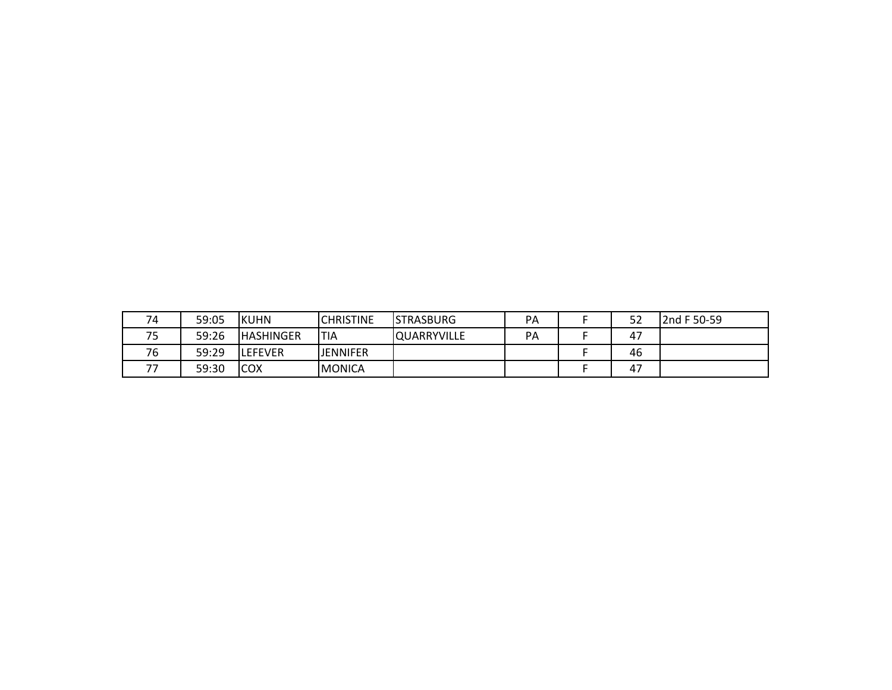| | | | | | | | | |
|---|---|---|---|---|---|---|---|---|
| 74 | 59:05 | KUHN | CHRISTINE | STRASBURG | PA | F | 52 | 2nd F 50-59 |
| 75 | 59:26 | HASHINGER | TIA | QUARRYVILLE | PA | F | 47 | |
| 76 | 59:29 | LEFEVER | JENNIFER | | | F | 46 | |
| 77 | 59:30 | COX | MONICA | | | F | 47 | |